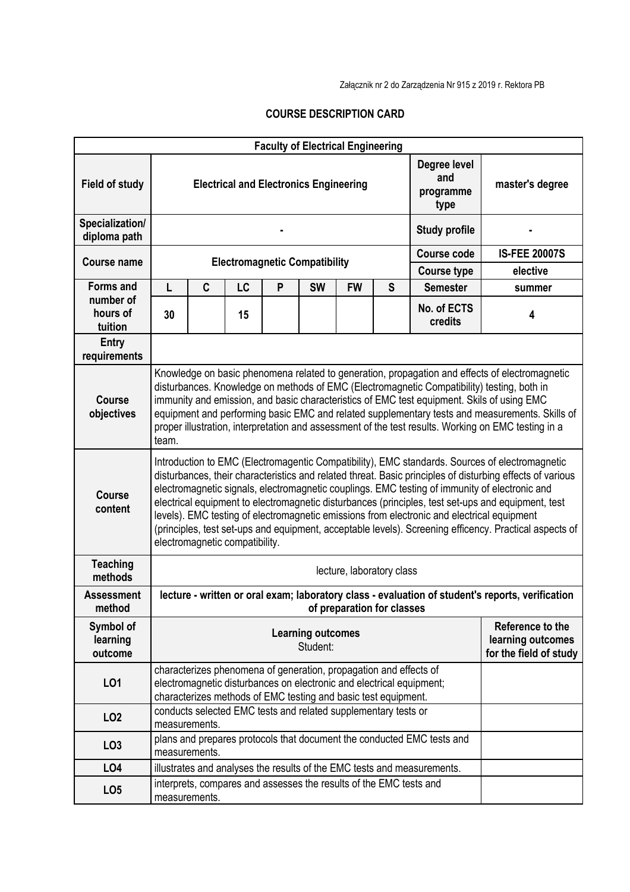Załącznik nr 2 do Zarządzenia Nr 915 z 2019 r. Rektora PB

**COURSE DESCRIPTION CARD**

| **Faculty of Electrical Engineering** | | | | | | | | | |
|---|---|---|---|---|---|---|---|---|---|
| **Field of study** | **Electrical and Electronics Engineering** | | | | | | | **Degree level and programme type** | **master's degree** |
| **Specialization/ diploma path** | **-** | | | | | | | **Study profile** | **-** |
| **Course name** | **Electromagnetic Compatibility** | | | | | | | **Course code** | **IS-FEE 20007S** |
| | | | | | | | | **Course type** | **elective** |
| **Forms and number of hours of tuition** | **L** | **C** | **LC** | **P** | **SW** | **FW** | **S** | **Semester** | **summer** |
| | **30** | | **15** | | | | | **No. of ECTS credits** | **4** |
| **Entry requirements** | | | | | | | | | |
| **Course objectives** | Knowledge on basic phenomena related to generation, propagation and effects of electromagnetic disturbances. Knowledge on methods of EMC (Electromagnetic Compatibility) testing, both in immunity and emission, and basic characteristics of EMC test equipment. Skils of using EMC equipment and performing basic EMC and related supplementary tests and measurements. Skills of proper illustration, interpretation and assessment of the test results. Working on EMC testing in a team. | | | | | | | | |
| **Course content** | Introduction to EMC (Electromagentic Compatibility), EMC standards. Sources of electromagnetic disturbances, their characteristics and related threat. Basic principles of disturbing effects of various electromagnetic signals, electromagnetic couplings. EMC testing of immunity of electronic and electrical equipment to electromagnetic disturbances (principles, test set-ups and equipment, test levels). EMC testing of electromagnetic emissions from electronic and electrical equipment (principles, test set-ups and equipment, acceptable levels). Screening efficency. Practical aspects of electromagnetic compatibility. | | | | | | | | |
| **Teaching methods** | lecture, laboratory class | | | | | | | | |
| **Assessment method** | **lecture - written or oral exam; laboratory class - evaluation of student's reports, verification of preparation for classes** | | | | | | | | |
| **Symbol of learning outcome** | **Learning outcomes** Student: | | | | | | | | **Reference to the learning outcomes for the field of study** |
| **LO1** | characterizes phenomena of generation, propagation and effects of electromagnetic disturbances on electronic and electrical equipment; characterizes methods of EMC testing and basic test equipment. | | | | | | | | |
| **LO2** | conducts selected EMC tests and related supplementary tests or measurements. | | | | | | | | |
| **LO3** | plans and prepares protocols that document the conducted EMC tests and measurements. | | | | | | | | |
| **LO4** | illustrates and analyses the results of the EMC tests and measurements. | | | | | | | | |
| **LO5** | interprets, compares and assesses the results of the EMC tests and measurements. | | | | | | | | |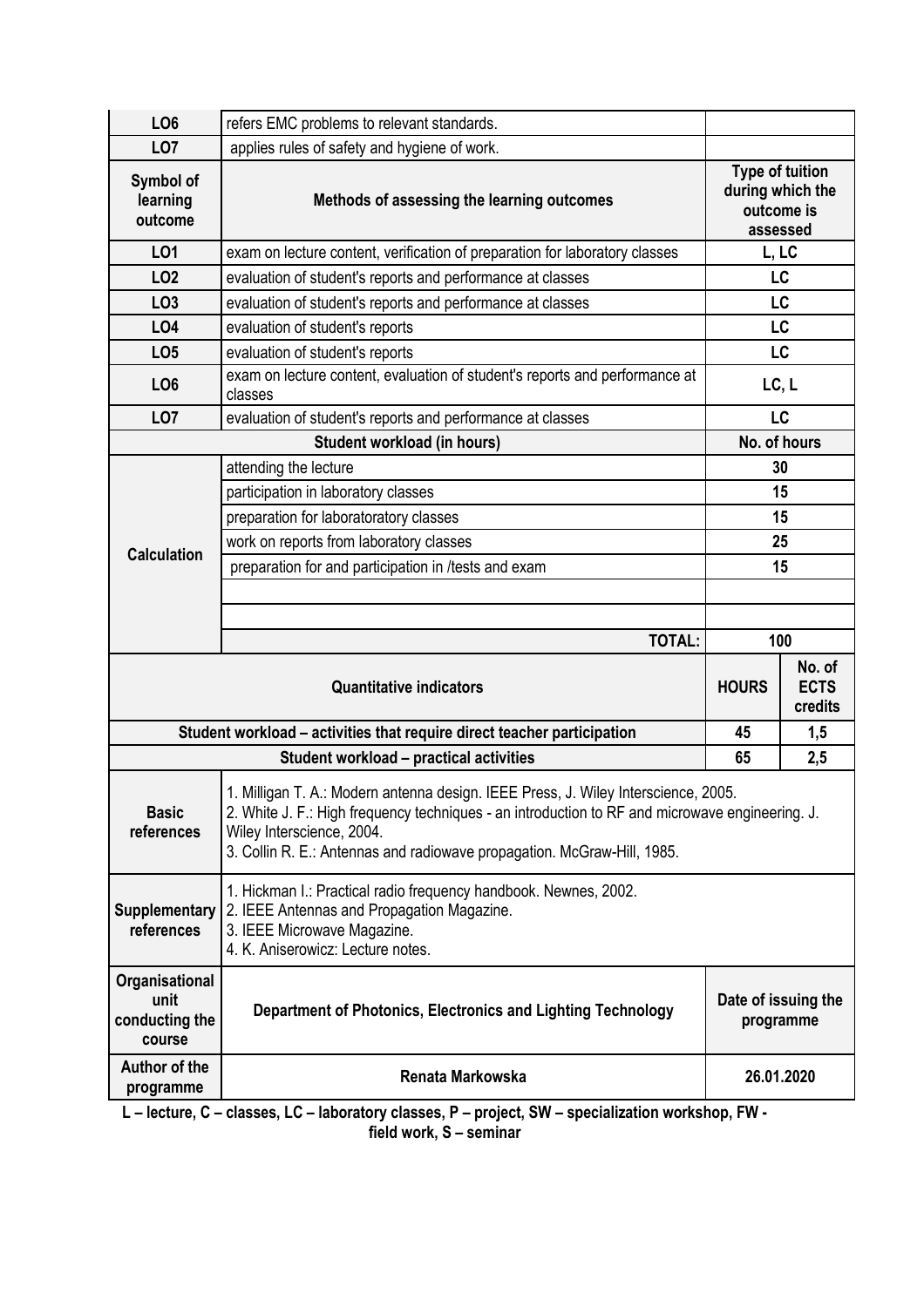| | | |
|---|---|---|
| LO6 | refers EMC problems to relevant standards. | |
| LO7 | applies rules of safety and hygiene of work. | |

| Symbol of learning outcome | Methods of assessing the learning outcomes | Type of tuition during which the outcome is assessed |
|---|---|---|
| LO1 | exam on lecture content, verification of preparation for laboratory classes | L, LC |
| LO2 | evaluation of student's reports and performance at classes | LC |
| LO3 | evaluation of student's reports and performance at classes | LC |
| LO4 | evaluation of student's reports | LC |
| LO5 | evaluation of student's reports | LC |
| LO6 | exam on lecture content, evaluation of student's reports and performance at classes | LC, L |
| LO7 | evaluation of student's reports and performance at classes | LC |

| Student workload (in hours) | | No. of hours |
|---|---|---|
| Calculation | attending the lecture | 30 |
| | participation in laboratory classes | 15 |
| | preparation for laboratoratory classes | 15 |
| | work on reports from laboratory classes | 25 |
| | preparation for and participation in /tests and exam | 15 |
| | | |
| | | |
| | TOTAL: | 100 |

| Quantitative indicators | HOURS | No. of ECTS credits |
|---|---|---|
| Student workload – activities that require direct teacher participation | 45 | 1,5 |
| Student workload – practical activities | 65 | 2,5 |

| | |
|---|---|
| Basic references | 1. Milligan T. A.: Modern antenna design. IEEE Press, J. Wiley Interscience, 2005.<br>2. White J. F.: High frequency techniques - an introduction to RF and microwave engineering. J. Wiley Interscience, 2004.<br>3. Collin R. E.: Antennas and radiowave propagation. McGraw-Hill, 1985. |
| Supplementary references | 1. Hickman I.: Practical radio frequency handbook. Newnes, 2002.<br>2. IEEE Antennas and Propagation Magazine.<br>3. IEEE Microwave Magazine.<br>4. K. Aniserowicz: Lecture notes. |

| | | |
|---|---|---|
| Organisational unit conducting the course | Department of Photonics, Electronics and Lighting Technology | Date of issuing the programme |
| Author of the programme | Renata Markowska | 26.01.2020 |

**L – lecture, C – classes, LC – laboratory classes, P – project, SW – specialization workshop, FW - field work, S – seminar**